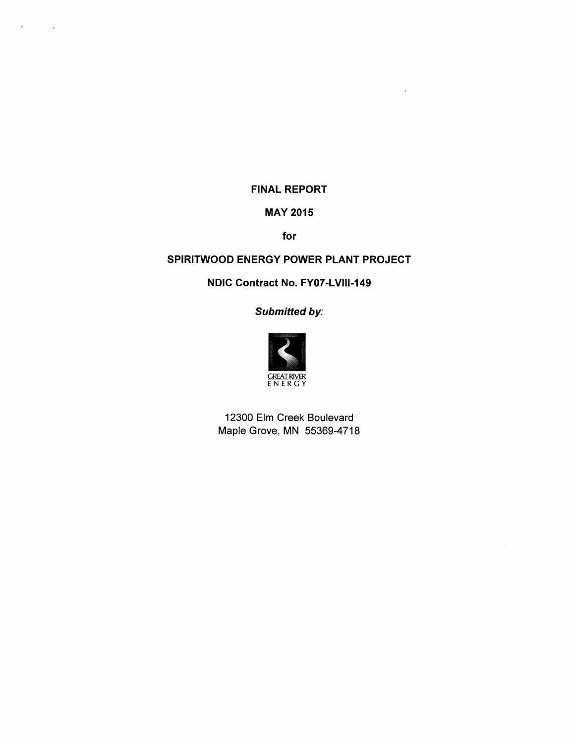**FINAL REPORT**

**MAY 2015**

**for**

**SPIRITWOOD ENERGY POWER PLANT PROJECT**

**NDIC Contract No. FY07-LVIII-149**

***Submitted by:***

GREAT RIVER ENERGY

12300 Elm Creek Boulevard
Maple Grove, MN 55369-4718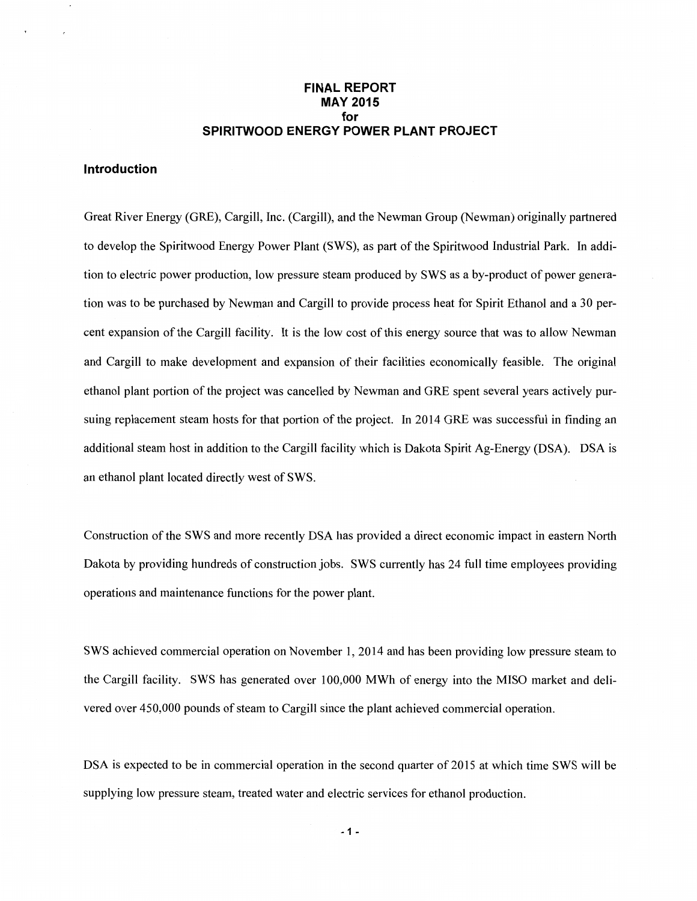# FINAL REPORT
# MAY 2015
# for
# SPIRITWOOD ENERGY POWER PLANT PROJECT

## Introduction

Great River Energy (GRE), Cargill, Inc. (Cargill), and the Newman Group (Newman) originally partnered to develop the Spiritwood Energy Power Plant (SWS), as part of the Spiritwood Industrial Park. In addition to electric power production, low pressure steam produced by SWS as a by-product of power generation was to be purchased by Newman and Cargill to provide process heat for Spirit Ethanol and a 30 percent expansion of the Cargill facility. It is the low cost of this energy source that was to allow Newman and Cargill to make development and expansion of their facilities economically feasible. The original ethanol plant portion of the project was cancelled by Newman and GRE spent several years actively pursuing replacement steam hosts for that portion of the project. In 2014 GRE was successful in finding an additional steam host in addition to the Cargill facility which is Dakota Spirit Ag-Energy (DSA). DSA is an ethanol plant located directly west of SWS.

Construction of the SWS and more recently DSA has provided a direct economic impact in eastern North Dakota by providing hundreds of construction jobs. SWS currently has 24 full time employees providing operations and maintenance functions for the power plant.

SWS achieved commercial operation on November 1, 2014 and has been providing low pressure steam to the Cargill facility. SWS has generated over 100,000 MWh of energy into the MISO market and delivered over 450,000 pounds of steam to Cargill since the plant achieved commercial operation.

DSA is expected to be in commercial operation in the second quarter of 2015 at which time SWS will be supplying low pressure steam, treated water and electric services for ethanol production.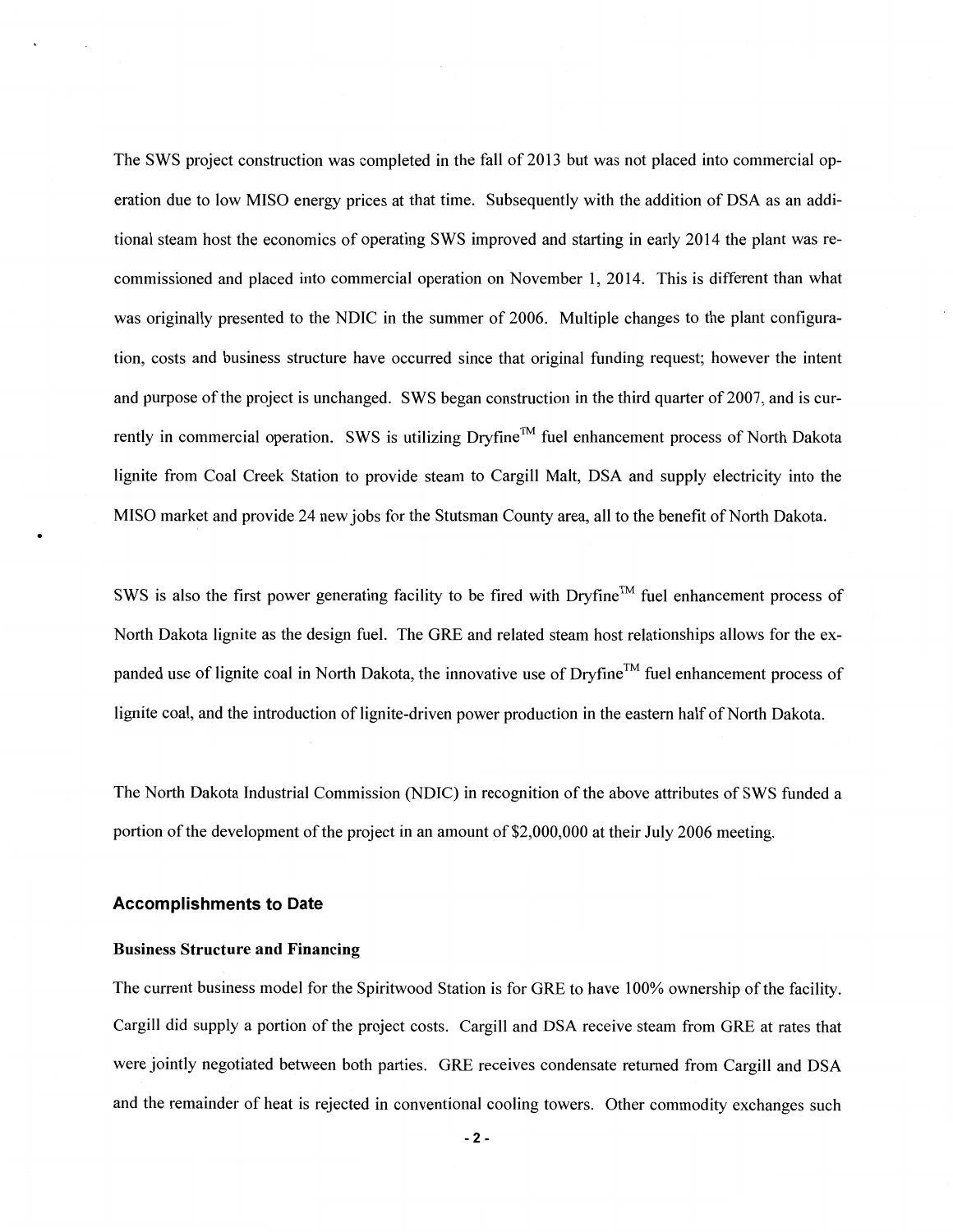The SWS project construction was completed in the fall of 2013 but was not placed into commercial operation due to low MISO energy prices at that time. Subsequently with the addition of DSA as an additional steam host the economics of operating SWS improved and starting in early 2014 the plant was recommissioned and placed into commercial operation on November 1, 2014. This is different than what was originally presented to the NDIC in the summer of 2006. Multiple changes to the plant configuration, costs and business structure have occurred since that original funding request; however the intent and purpose of the project is unchanged. SWS began construction in the third quarter of 2007, and is currently in commercial operation. SWS is utilizing Dryfine™ fuel enhancement process of North Dakota lignite from Coal Creek Station to provide steam to Cargill Malt, DSA and supply electricity into the MISO market and provide 24 new jobs for the Stutsman County area, all to the benefit of North Dakota.

SWS is also the first power generating facility to be fired with Dryfine™ fuel enhancement process of North Dakota lignite as the design fuel. The GRE and related steam host relationships allows for the expanded use of lignite coal in North Dakota, the innovative use of Dryfine™ fuel enhancement process of lignite coal, and the introduction of lignite-driven power production in the eastern half of North Dakota.

The North Dakota Industrial Commission (NDIC) in recognition of the above attributes of SWS funded a portion of the development of the project in an amount of $2,000,000 at their July 2006 meeting.

## Accomplishments to Date

### Business Structure and Financing

The current business model for the Spiritwood Station is for GRE to have 100% ownership of the facility. Cargill did supply a portion of the project costs. Cargill and DSA receive steam from GRE at rates that were jointly negotiated between both parties. GRE receives condensate returned from Cargill and DSA and the remainder of heat is rejected in conventional cooling towers. Other commodity exchanges such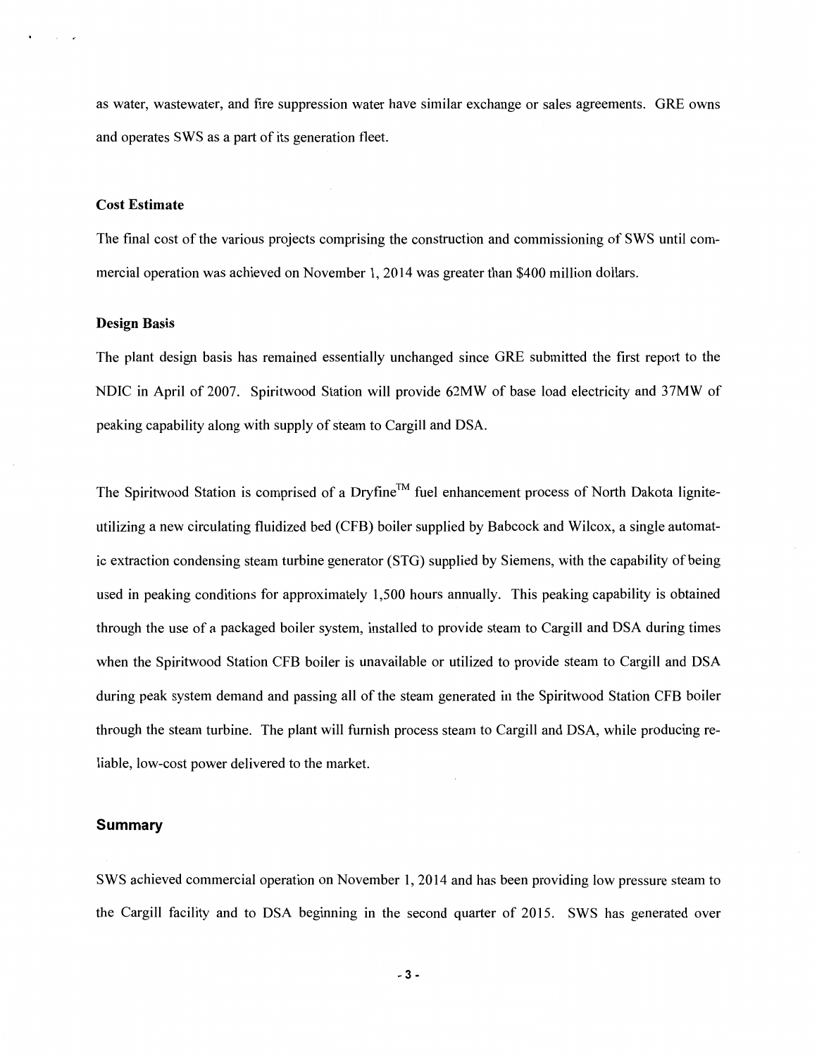as water, wastewater, and fire suppression water have similar exchange or sales agreements. GRE owns and operates SWS as a part of its generation fleet.

### Cost Estimate

The final cost of the various projects comprising the construction and commissioning of SWS until commercial operation was achieved on November 1, 2014 was greater than $400 million dollars.

### Design Basis

The plant design basis has remained essentially unchanged since GRE submitted the first report to the NDIC in April of 2007. Spiritwood Station will provide 62MW of base load electricity and 37MW of peaking capability along with supply of steam to Cargill and DSA.

The Spiritwood Station is comprised of a Dryfine™ fuel enhancement process of North Dakota lignite-utilizing a new circulating fluidized bed (CFB) boiler supplied by Babcock and Wilcox, a single automatic extraction condensing steam turbine generator (STG) supplied by Siemens, with the capability of being used in peaking conditions for approximately 1,500 hours annually. This peaking capability is obtained through the use of a packaged boiler system, installed to provide steam to Cargill and DSA during times when the Spiritwood Station CFB boiler is unavailable or utilized to provide steam to Cargill and DSA during peak system demand and passing all of the steam generated in the Spiritwood Station CFB boiler through the steam turbine. The plant will furnish process steam to Cargill and DSA, while producing reliable, low-cost power delivered to the market.

### Summary

SWS achieved commercial operation on November 1, 2014 and has been providing low pressure steam to the Cargill facility and to DSA beginning in the second quarter of 2015. SWS has generated over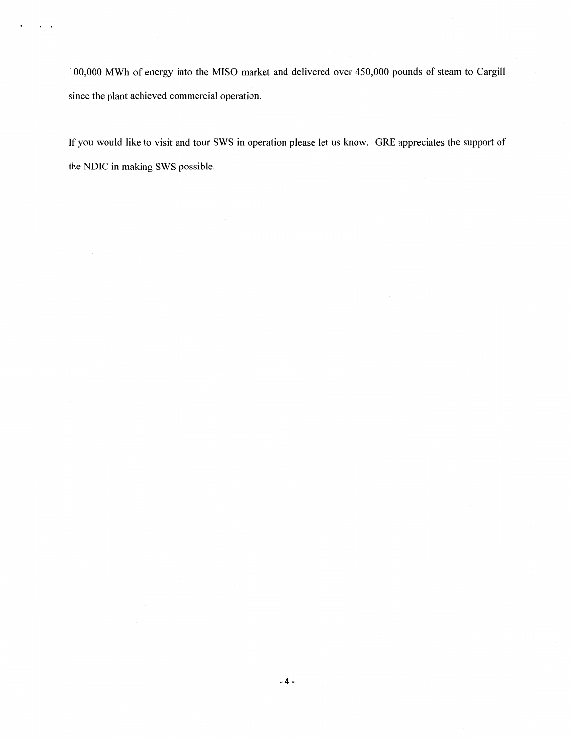100,000 MWh of energy into the MISO market and delivered over 450,000 pounds of steam to Cargill since the plant achieved commercial operation.

If you would like to visit and tour SWS in operation please let us know. GRE appreciates the support of the NDIC in making SWS possible.